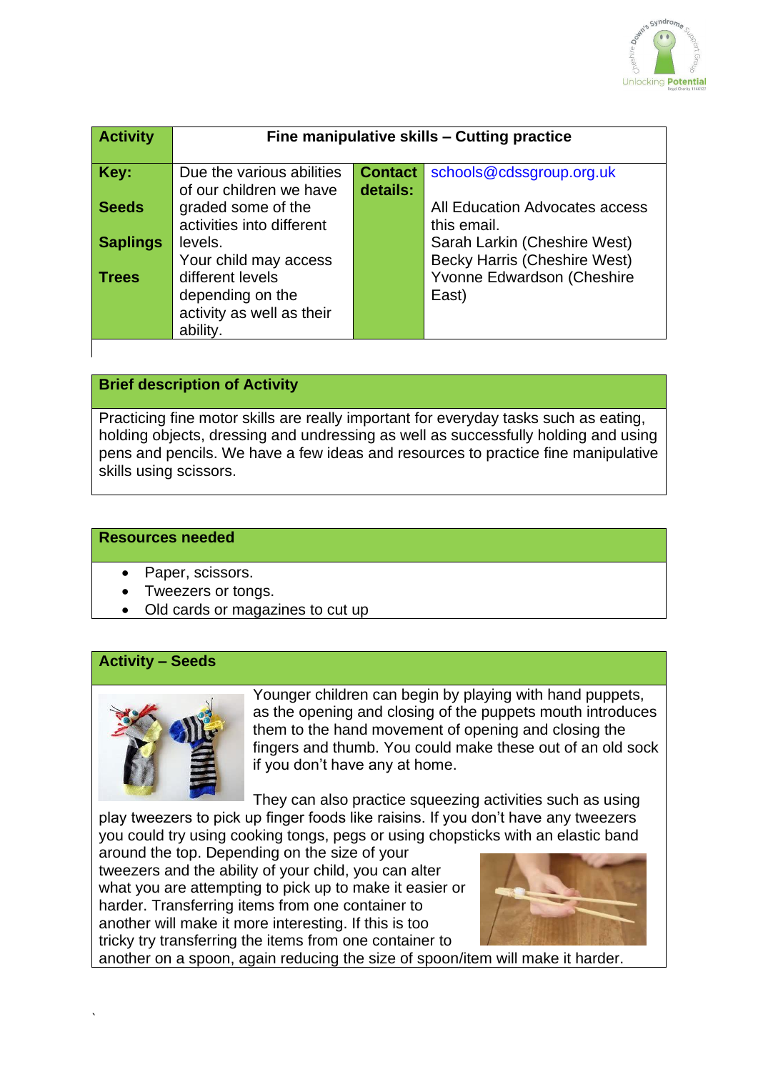| Activity | Fine manipulative skills – Cutting practice | | |
|---|---|---|---|
| **Key:**<br><br>**Seeds**<br><br>**Saplings**<br><br>**Trees** | Due the various abilities of our children we have graded some of the activities into different levels.<br>Your child may access different levels depending on the activity as well as their ability. | **Contact details:** | schools@cdssgroup.org.uk<br><br>All Education Advocates access this email.<br>Sarah Larkin (Cheshire West)<br>Becky Harris (Cheshire West)<br>Yvonne Edwardson (Cheshire East) |

## Brief description of Activity

Practicing fine motor skills are really important for everyday tasks such as eating, holding objects, dressing and undressing as well as successfully holding and using pens and pencils. We have a few ideas and resources to practice fine manipulative skills using scissors.

## Resources needed

- Paper, scissors.
- Tweezers or tongs.
- Old cards or magazines to cut up

## Activity – Seeds

Younger children can begin by playing with hand puppets, as the opening and closing of the puppets mouth introduces them to the hand movement of opening and closing the fingers and thumb. You could make these out of an old sock if you don't have any at home.

They can also practice squeezing activities such as using play tweezers to pick up finger foods like raisins. If you don't have any tweezers you could try using cooking tongs, pegs or using chopsticks with an elastic band around the top. Depending on the size of your tweezers and the ability of your child, you can alter what you are attempting to pick up to make it easier or harder. Transferring items from one container to another will make it more interesting. If this is too tricky try transferring the items from one container to another on a spoon, again reducing the size of spoon/item will make it harder.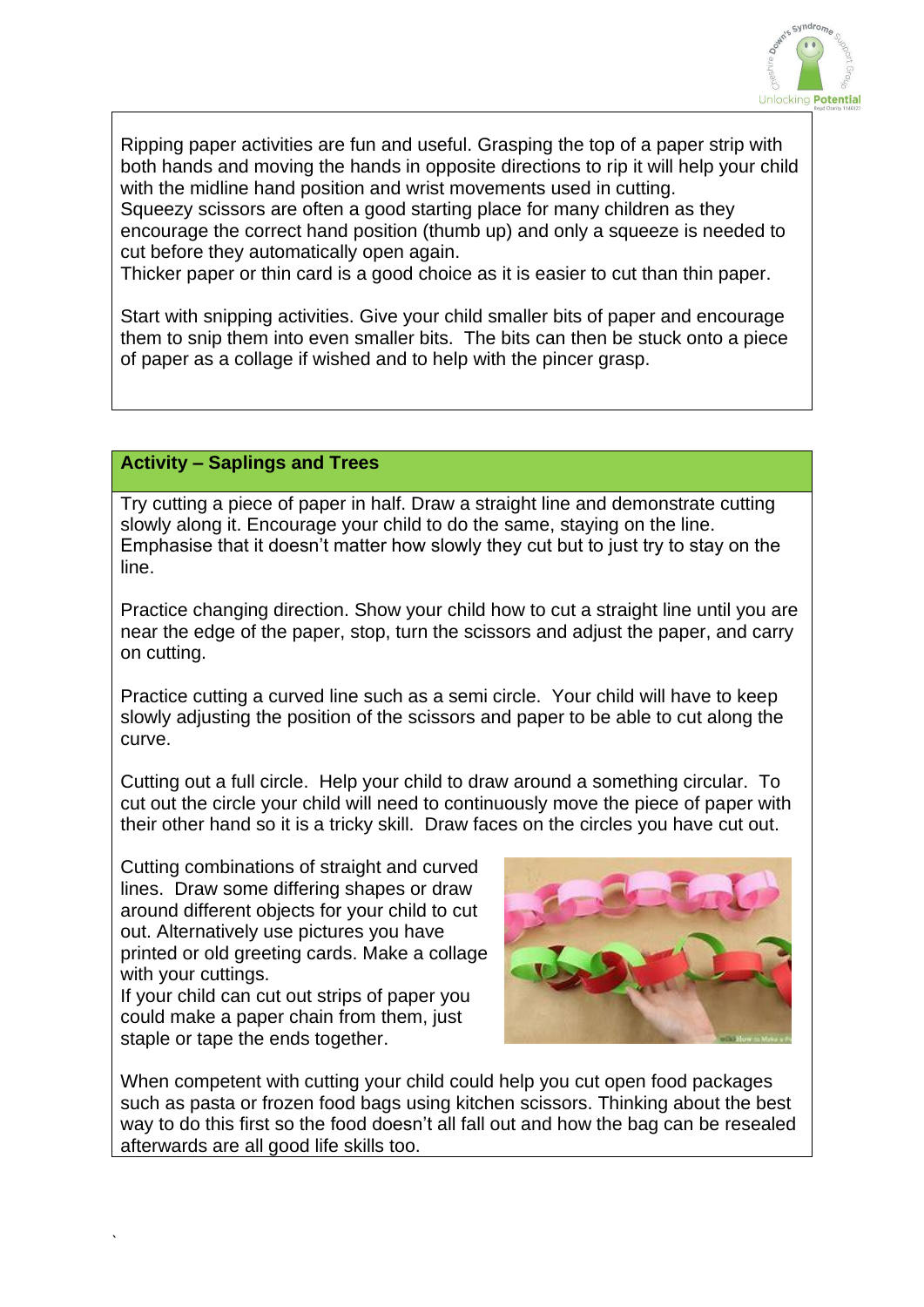Ripping paper activities are fun and useful. Grasping the top of a paper strip with both hands and moving the hands in opposite directions to rip it will help your child with the midline hand position and wrist movements used in cutting.
Squeezy scissors are often a good starting place for many children as they encourage the correct hand position (thumb up) and only a squeeze is needed to cut before they automatically open again.
Thicker paper or thin card is a good choice as it is easier to cut than thin paper.

Start with snipping activities. Give your child smaller bits of paper and encourage them to snip them into even smaller bits. The bits can then be stuck onto a piece of paper as a collage if wished and to help with the pincer grasp.

## Activity – Saplings and Trees

Try cutting a piece of paper in half. Draw a straight line and demonstrate cutting slowly along it. Encourage your child to do the same, staying on the line. Emphasise that it doesn't matter how slowly they cut but to just try to stay on the line.

Practice changing direction. Show your child how to cut a straight line until you are near the edge of the paper, stop, turn the scissors and adjust the paper, and carry on cutting.

Practice cutting a curved line such as a semi circle. Your child will have to keep slowly adjusting the position of the scissors and paper to be able to cut along the curve.

Cutting out a full circle. Help your child to draw around a something circular. To cut out the circle your child will need to continuously move the piece of paper with their other hand so it is a tricky skill. Draw faces on the circles you have cut out.

Cutting combinations of straight and curved lines. Draw some differing shapes or draw around different objects for your child to cut out. Alternatively use pictures you have printed or old greeting cards. Make a collage with your cuttings.
If your child can cut out strips of paper you could make a paper chain from them, just staple or tape the ends together.

When competent with cutting your child could help you cut open food packages such as pasta or frozen food bags using kitchen scissors. Thinking about the best way to do this first so the food doesn't all fall out and how the bag can be resealed afterwards are all good life skills too.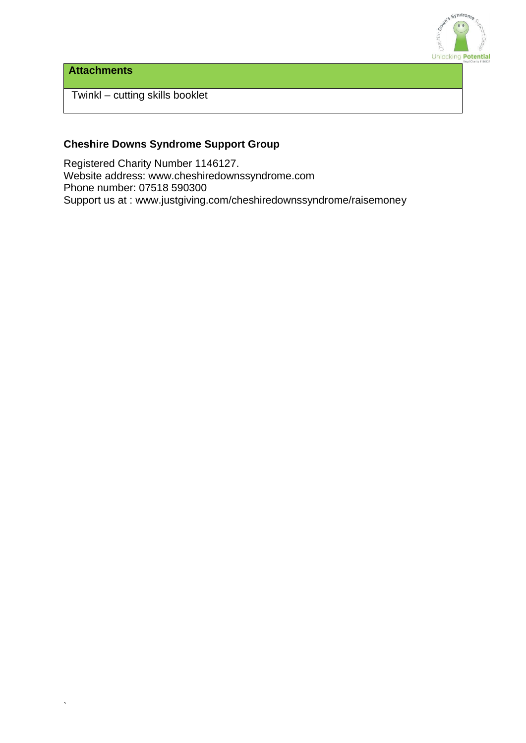| Attachments |
| --- |
| Twinkl – cutting skills booklet |

**Cheshire Downs Syndrome Support Group**

Registered Charity Number 1146127.
Website address: www.cheshiredownssyndrome.com
Phone number: 07518 590300
Support us at : www.justgiving.com/cheshiredownssyndrome/raisemoney